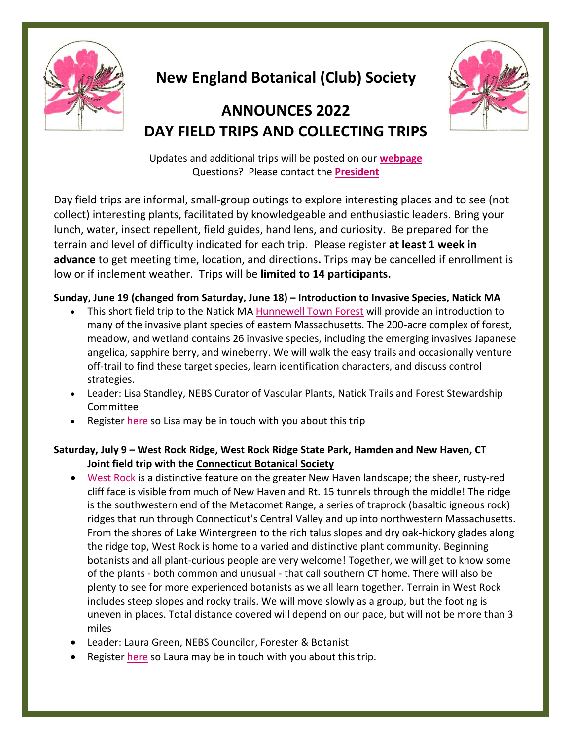# New England Botanical (Club) Society

## ANNOUNCES 2022 DAY FIELD TRIPS AND COLLECTING TRIPS

Updates and additional trips will be posted on our **webpage**
Questions? Please contact the **President**

Day field trips are informal, small-group outings to explore interesting places and to see (not collect) interesting plants, facilitated by knowledgeable and enthusiastic leaders. Bring your lunch, water, insect repellent, field guides, hand lens, and curiosity. Be prepared for the terrain and level of difficulty indicated for each trip. Please register **at least 1 week in advance** to get meeting time, location, and directions**.** Trips may be cancelled if enrollment is low or if inclement weather. Trips will be **limited to 14 participants.**

**Sunday, June 19 (changed from Saturday, June 18) – Introduction to Invasive Species, Natick MA**

- This short field trip to the Natick MA Hunnewell Town Forest will provide an introduction to many of the invasive plant species of eastern Massachusetts. The 200-acre complex of forest, meadow, and wetland contains 26 invasive species, including the emerging invasives Japanese angelica, sapphire berry, and wineberry. We will walk the easy trails and occasionally venture off-trail to find these target species, learn identification characters, and discuss control strategies.
- Leader: Lisa Standley, NEBS Curator of Vascular Plants, Natick Trails and Forest Stewardship Committee
- Register here so Lisa may be in touch with you about this trip

**Saturday, July 9 – West Rock Ridge, West Rock Ridge State Park, Hamden and New Haven, CT**
**Joint field trip with the Connecticut Botanical Society**

- West Rock is a distinctive feature on the greater New Haven landscape; the sheer, rusty-red cliff face is visible from much of New Haven and Rt. 15 tunnels through the middle! The ridge is the southwestern end of the Metacomet Range, a series of traprock (basaltic igneous rock) ridges that run through Connecticut's Central Valley and up into northwestern Massachusetts. From the shores of Lake Wintergreen to the rich talus slopes and dry oak-hickory glades along the ridge top, West Rock is home to a varied and distinctive plant community. Beginning botanists and all plant-curious people are very welcome! Together, we will get to know some of the plants - both common and unusual - that call southern CT home. There will also be plenty to see for more experienced botanists as we all learn together. Terrain in West Rock includes steep slopes and rocky trails. We will move slowly as a group, but the footing is uneven in places. Total distance covered will depend on our pace, but will not be more than 3 miles
- Leader: Laura Green, NEBS Councilor, Forester & Botanist
- Register here so Laura may be in touch with you about this trip.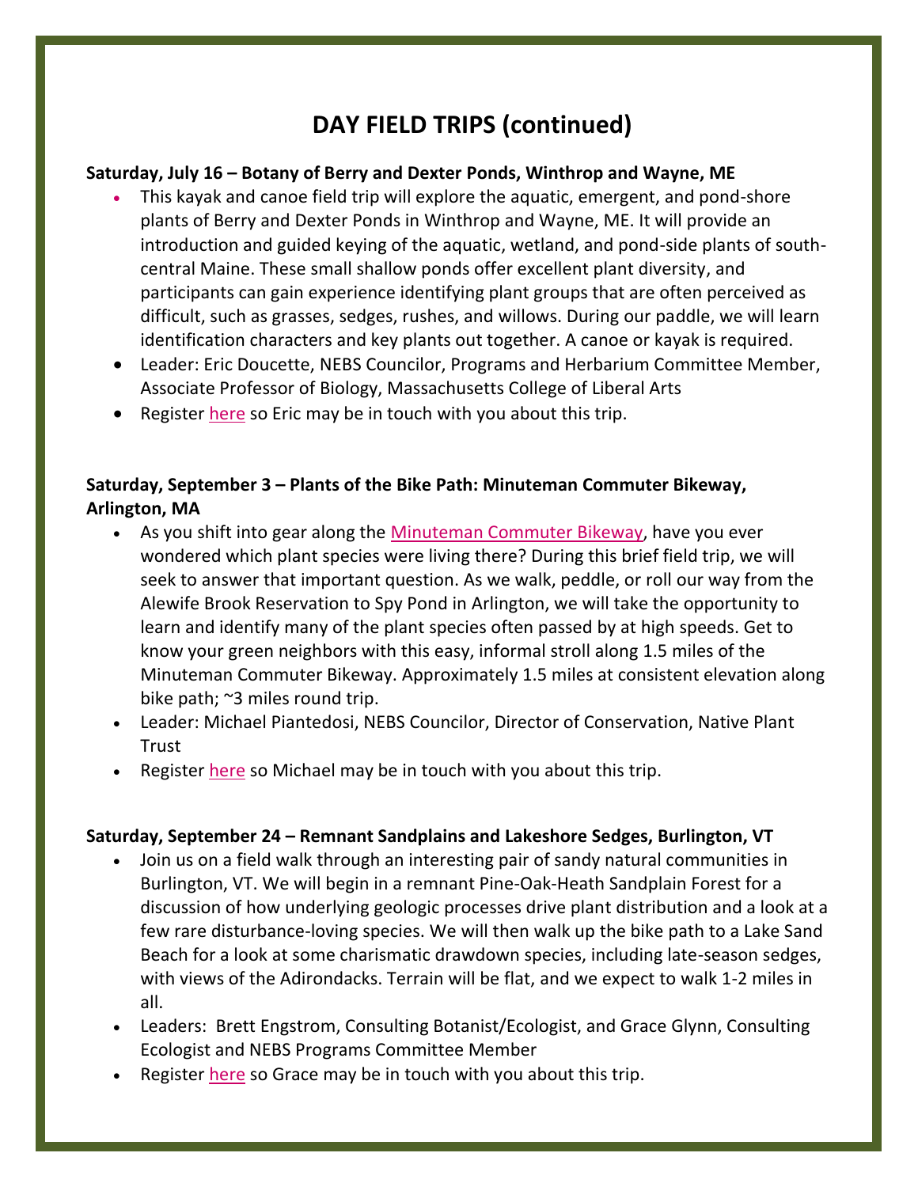# DAY FIELD TRIPS (continued)

**Saturday, July 16 – Botany of Berry and Dexter Ponds, Winthrop and Wayne, ME**

- This kayak and canoe field trip will explore the aquatic, emergent, and pond-shore plants of Berry and Dexter Ponds in Winthrop and Wayne, ME. It will provide an introduction and guided keying of the aquatic, wetland, and pond-side plants of south-central Maine. These small shallow ponds offer excellent plant diversity, and participants can gain experience identifying plant groups that are often perceived as difficult, such as grasses, sedges, rushes, and willows. During our paddle, we will learn identification characters and key plants out together. A canoe or kayak is required.
- Leader: Eric Doucette, NEBS Councilor, Programs and Herbarium Committee Member, Associate Professor of Biology, Massachusetts College of Liberal Arts
- Register here so Eric may be in touch with you about this trip.

**Saturday, September 3 – Plants of the Bike Path: Minuteman Commuter Bikeway, Arlington, MA**

- As you shift into gear along the Minuteman Commuter Bikeway, have you ever wondered which plant species were living there? During this brief field trip, we will seek to answer that important question. As we walk, peddle, or roll our way from the Alewife Brook Reservation to Spy Pond in Arlington, we will take the opportunity to learn and identify many of the plant species often passed by at high speeds. Get to know your green neighbors with this easy, informal stroll along 1.5 miles of the Minuteman Commuter Bikeway. Approximately 1.5 miles at consistent elevation along bike path; ~3 miles round trip.
- Leader: Michael Piantedosi, NEBS Councilor, Director of Conservation, Native Plant Trust
- Register here so Michael may be in touch with you about this trip.

**Saturday, September 24 – Remnant Sandplains and Lakeshore Sedges, Burlington, VT**

- Join us on a field walk through an interesting pair of sandy natural communities in Burlington, VT. We will begin in a remnant Pine-Oak-Heath Sandplain Forest for a discussion of how underlying geologic processes drive plant distribution and a look at a few rare disturbance-loving species. We will then walk up the bike path to a Lake Sand Beach for a look at some charismatic drawdown species, including late-season sedges, with views of the Adirondacks. Terrain will be flat, and we expect to walk 1-2 miles in all.
- Leaders: Brett Engstrom, Consulting Botanist/Ecologist, and Grace Glynn, Consulting Ecologist and NEBS Programs Committee Member
- Register here so Grace may be in touch with you about this trip.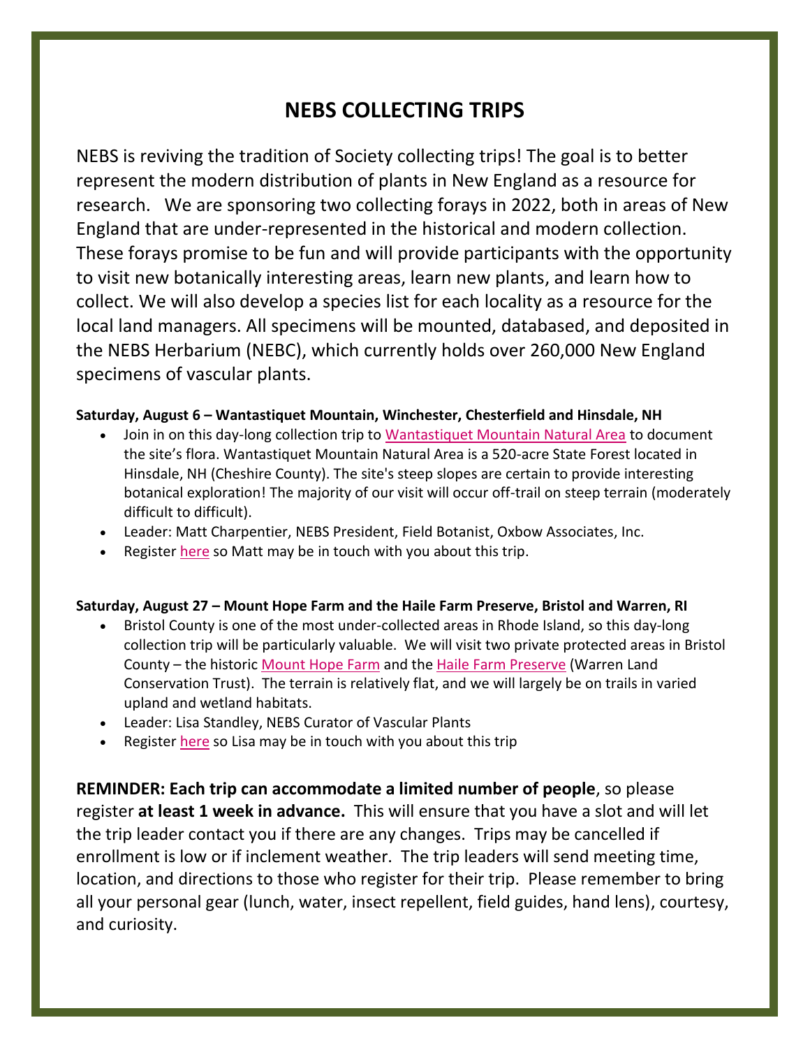# NEBS COLLECTING TRIPS

NEBS is reviving the tradition of Society collecting trips! The goal is to better represent the modern distribution of plants in New England as a resource for research. We are sponsoring two collecting forays in 2022, both in areas of New England that are under-represented in the historical and modern collection. These forays promise to be fun and will provide participants with the opportunity to visit new botanically interesting areas, learn new plants, and learn how to collect. We will also develop a species list for each locality as a resource for the local land managers. All specimens will be mounted, databased, and deposited in the NEBS Herbarium (NEBC), which currently holds over 260,000 New England specimens of vascular plants.

**Saturday, August 6 – Wantastiquet Mountain, Winchester, Chesterfield and Hinsdale, NH**

- Join in on this day-long collection trip to Wantastiquet Mountain Natural Area to document the site's flora. Wantastiquet Mountain Natural Area is a 520-acre State Forest located in Hinsdale, NH (Cheshire County). The site's steep slopes are certain to provide interesting botanical exploration! The majority of our visit will occur off-trail on steep terrain (moderately difficult to difficult).
- Leader: Matt Charpentier, NEBS President, Field Botanist, Oxbow Associates, Inc.
- Register here so Matt may be in touch with you about this trip.

**Saturday, August 27 – Mount Hope Farm and the Haile Farm Preserve, Bristol and Warren, RI**

- Bristol County is one of the most under-collected areas in Rhode Island, so this day-long collection trip will be particularly valuable. We will visit two private protected areas in Bristol County – the historic Mount Hope Farm and the Haile Farm Preserve (Warren Land Conservation Trust). The terrain is relatively flat, and we will largely be on trails in varied upland and wetland habitats.
- Leader: Lisa Standley, NEBS Curator of Vascular Plants
- Register here so Lisa may be in touch with you about this trip

**REMINDER: Each trip can accommodate a limited number of people**, so please register **at least 1 week in advance.** This will ensure that you have a slot and will let the trip leader contact you if there are any changes. Trips may be cancelled if enrollment is low or if inclement weather. The trip leaders will send meeting time, location, and directions to those who register for their trip. Please remember to bring all your personal gear (lunch, water, insect repellent, field guides, hand lens), courtesy, and curiosity.